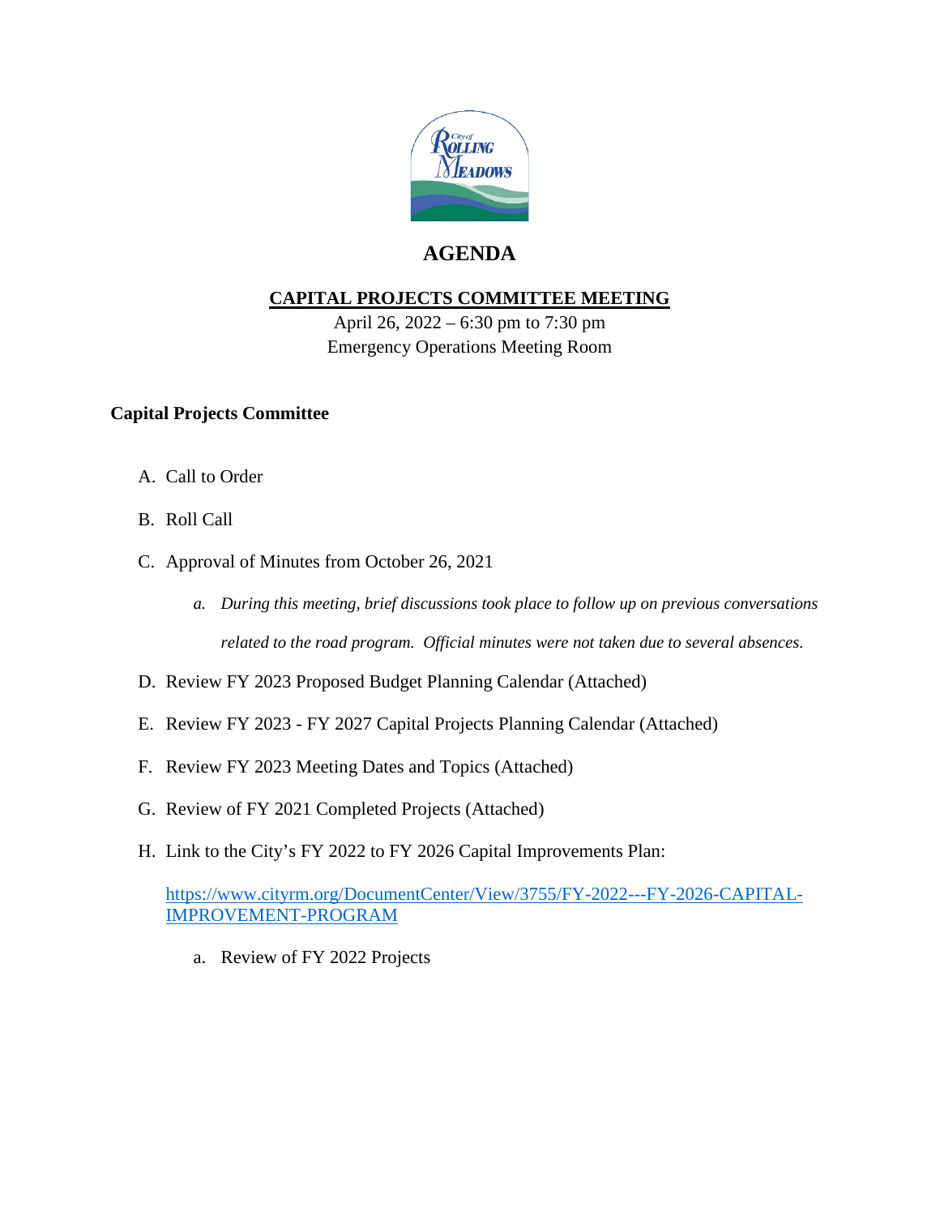# AGENDA

## CAPITAL PROJECTS COMMITTEE MEETING

April 26, 2022 – 6:30 pm to 7:30 pm
Emergency Operations Meeting Room

**Capital Projects Committee**

A. Call to Order

B. Roll Call

C. Approval of Minutes from October 26, 2021

   a. *During this meeting, brief discussions took place to follow up on previous conversations related to the road program. Official minutes were not taken due to several absences.*

D. Review FY 2023 Proposed Budget Planning Calendar (Attached)

E. Review FY 2023 - FY 2027 Capital Projects Planning Calendar (Attached)

F. Review FY 2023 Meeting Dates and Topics (Attached)

G. Review of FY 2021 Completed Projects (Attached)

H. Link to the City's FY 2022 to FY 2026 Capital Improvements Plan:

   https://www.cityrm.org/DocumentCenter/View/3755/FY-2022---FY-2026-CAPITAL-IMPROVEMENT-PROGRAM

   a. Review of FY 2022 Projects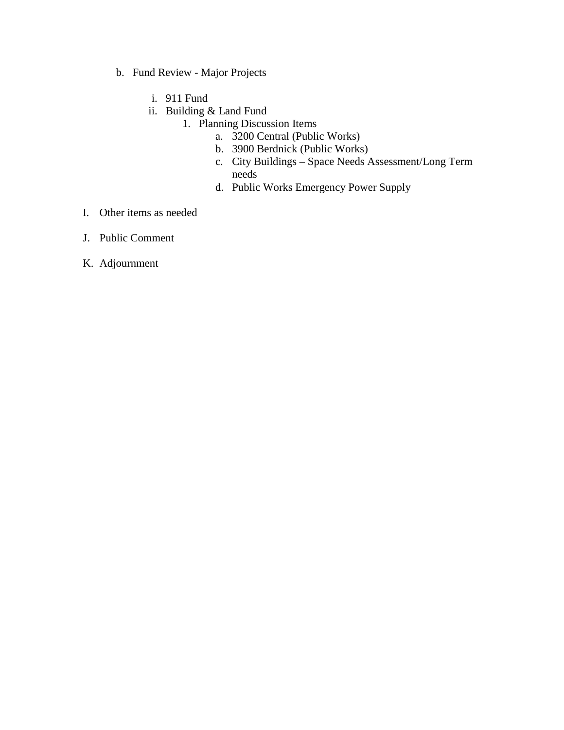b. Fund Review - Major Projects

   i. 911 Fund

   ii. Building & Land Fund

      1. Planning Discussion Items

         a. 3200 Central (Public Works)

         b. 3900 Berdnick (Public Works)

         c. City Buildings – Space Needs Assessment/Long Term needs

         d. Public Works Emergency Power Supply

I. Other items as needed

J. Public Comment

K. Adjournment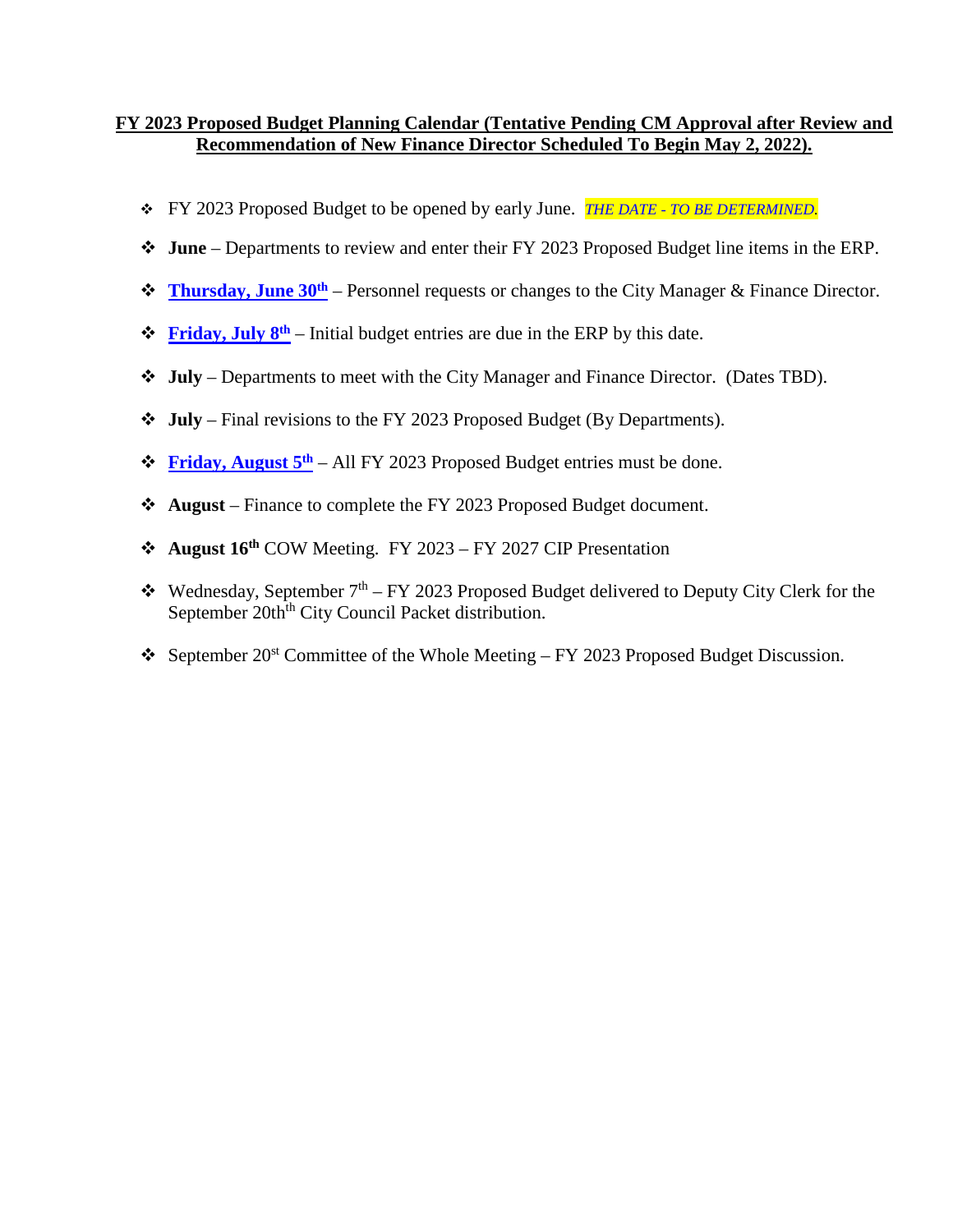**FY 2023 Proposed Budget Planning Calendar (Tentative Pending CM Approval after Review and Recommendation of New Finance Director Scheduled To Begin May 2, 2022).**

- FY 2023 Proposed Budget to be opened by early June. *THE DATE - TO BE DETERMINED.*
- **June** – Departments to review and enter their FY 2023 Proposed Budget line items in the ERP.
- **Thursday, June 30th** – Personnel requests or changes to the City Manager & Finance Director.
- **Friday, July 8th** – Initial budget entries are due in the ERP by this date.
- **July** – Departments to meet with the City Manager and Finance Director. (Dates TBD).
- **July** – Final revisions to the FY 2023 Proposed Budget (By Departments).
- **Friday, August 5th** – All FY 2023 Proposed Budget entries must be done.
- **August** – Finance to complete the FY 2023 Proposed Budget document.
- **August 16th** COW Meeting. FY 2023 – FY 2027 CIP Presentation
- Wednesday, September 7th – FY 2023 Proposed Budget delivered to Deputy City Clerk for the September 20thth City Council Packet distribution.
- September 20st Committee of the Whole Meeting – FY 2023 Proposed Budget Discussion.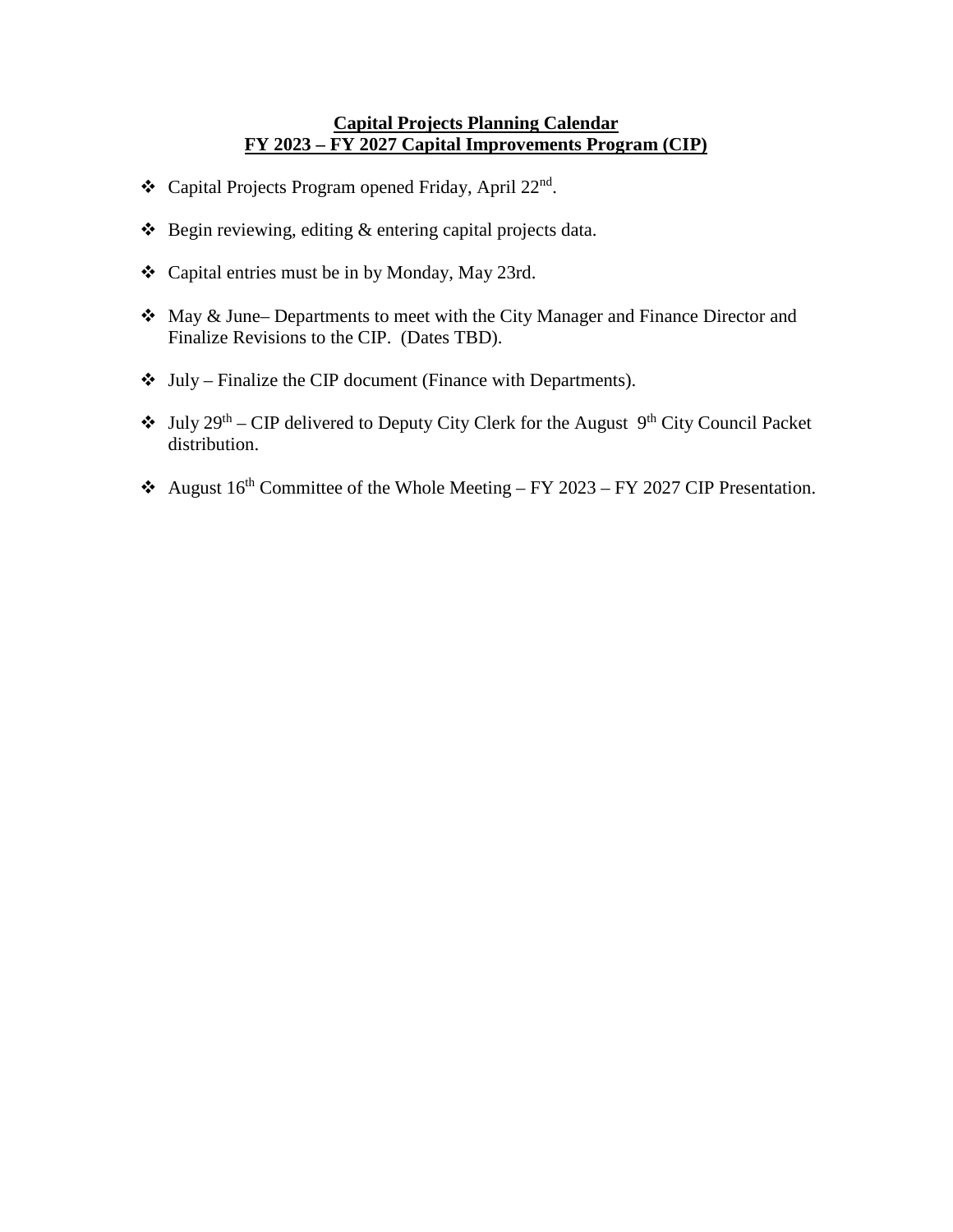**Capital Projects Planning Calendar**
**FY 2023 – FY 2027 Capital Improvements Program (CIP)**

- Capital Projects Program opened Friday, April 22nd.
- Begin reviewing, editing & entering capital projects data.
- Capital entries must be in by Monday, May 23rd.
- May & June– Departments to meet with the City Manager and Finance Director and Finalize Revisions to the CIP. (Dates TBD).
- July – Finalize the CIP document (Finance with Departments).
- July 29th – CIP delivered to Deputy City Clerk for the August 9th City Council Packet distribution.
- August 16th Committee of the Whole Meeting – FY 2023 – FY 2027 CIP Presentation.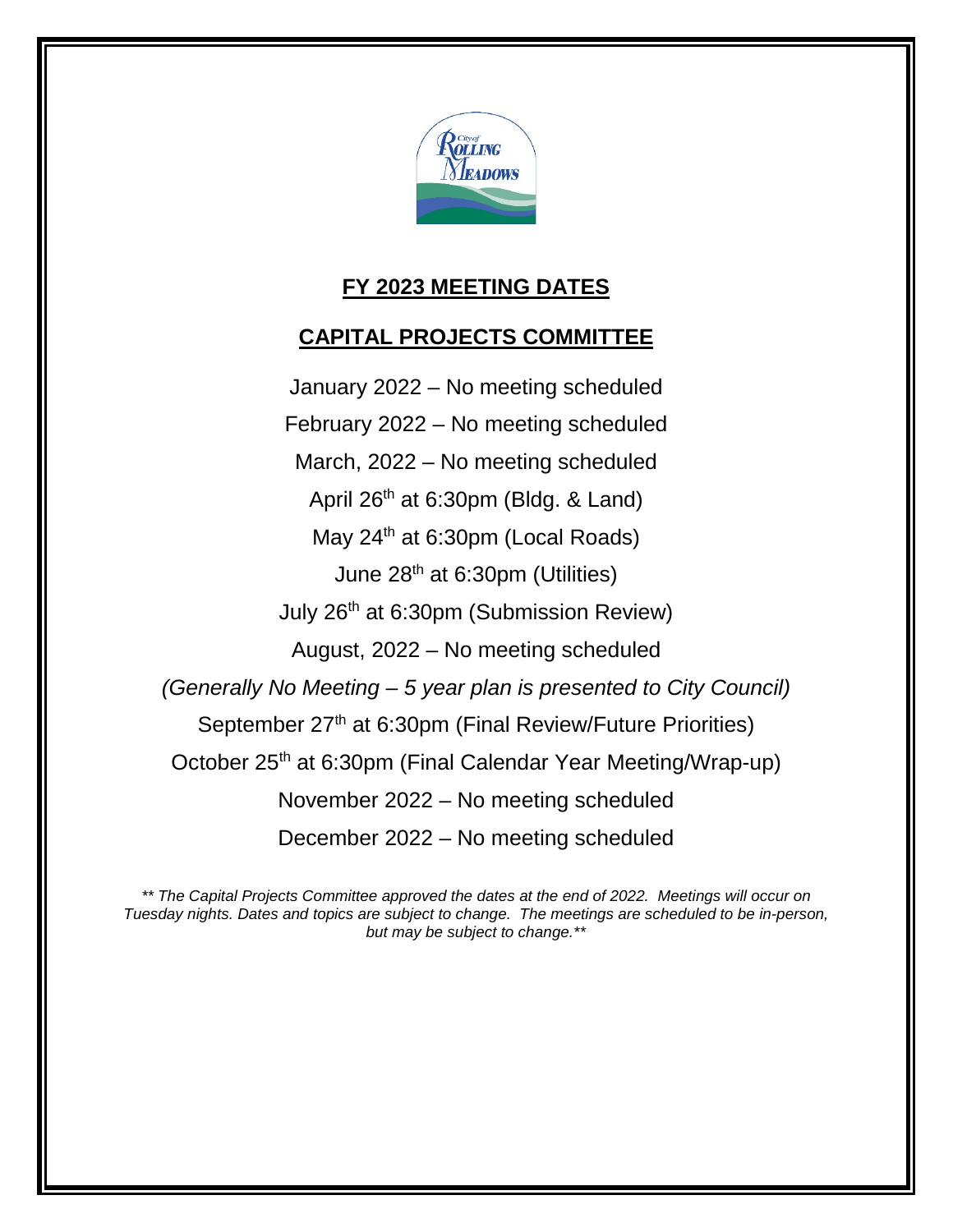## FY 2023 MEETING DATES

## CAPITAL PROJECTS COMMITTEE

January 2022 – No meeting scheduled

February 2022 – No meeting scheduled

March, 2022 – No meeting scheduled

April 26th at 6:30pm (Bldg. & Land)

May 24th at 6:30pm (Local Roads)

June 28th at 6:30pm (Utilities)

July 26th at 6:30pm (Submission Review)

August, 2022 – No meeting scheduled

*(Generally No Meeting – 5 year plan is presented to City Council)*

September 27th at 6:30pm (Final Review/Future Priorities)

October 25th at 6:30pm (Final Calendar Year Meeting/Wrap-up)

November 2022 – No meeting scheduled

December 2022 – No meeting scheduled

*\*\* The Capital Projects Committee approved the dates at the end of 2022. Meetings will occur on Tuesday nights. Dates and topics are subject to change. The meetings are scheduled to be in-person, but may be subject to change.\*\**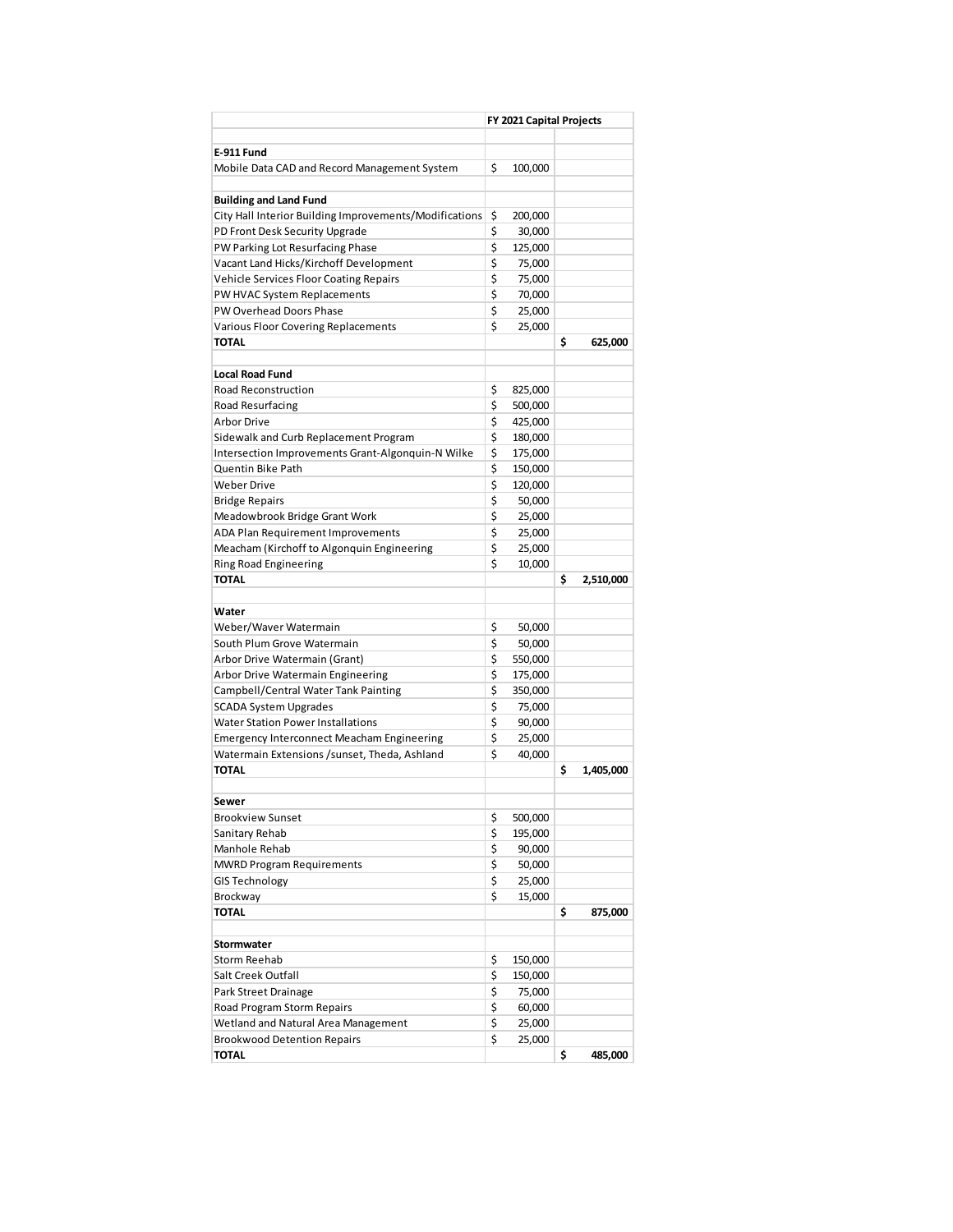| | FY 2021 Capital Projects | |
|---|---|---|
| | | |
| **E-911 Fund** | | |
| Mobile Data CAD and Record Management System | $ 100,000 | |
| | | |
| **Building and Land Fund** | | |
| City Hall Interior Building Improvements/Modifications | $ 200,000 | |
| PD Front Desk Security Upgrade | $ 30,000 | |
| PW Parking Lot Resurfacing Phase | $ 125,000 | |
| Vacant Land Hicks/Kirchoff Development | $ 75,000 | |
| Vehicle Services Floor Coating Repairs | $ 75,000 | |
| PW HVAC System Replacements | $ 70,000 | |
| PW Overhead Doors Phase | $ 25,000 | |
| Various Floor Covering Replacements | $ 25,000 | |
| **TOTAL** | | **$ 625,000** |
| | | |
| **Local Road Fund** | | |
| Road Reconstruction | $ 825,000 | |
| Road Resurfacing | $ 500,000 | |
| Arbor Drive | $ 425,000 | |
| Sidewalk and Curb Replacement Program | $ 180,000 | |
| Intersection Improvements Grant-Algonquin-N Wilke | $ 175,000 | |
| Quentin Bike Path | $ 150,000 | |
| Weber Drive | $ 120,000 | |
| Bridge Repairs | $ 50,000 | |
| Meadowbrook Bridge Grant Work | $ 25,000 | |
| ADA Plan Requirement Improvements | $ 25,000 | |
| Meacham (Kirchoff to Algonquin Engineering | $ 25,000 | |
| Ring Road Engineering | $ 10,000 | |
| **TOTAL** | | **$ 2,510,000** |
| | | |
| **Water** | | |
| Weber/Waver Watermain | $ 50,000 | |
| South Plum Grove Watermain | $ 50,000 | |
| Arbor Drive Watermain (Grant) | $ 550,000 | |
| Arbor Drive Watermain Engineering | $ 175,000 | |
| Campbell/Central Water Tank Painting | $ 350,000 | |
| SCADA System Upgrades | $ 75,000 | |
| Water Station Power Installations | $ 90,000 | |
| Emergency Interconnect Meacham Engineering | $ 25,000 | |
| Watermain Extensions /sunset, Theda, Ashland | $ 40,000 | |
| **TOTAL** | | **$ 1,405,000** |
| | | |
| **Sewer** | | |
| Brookview Sunset | $ 500,000 | |
| Sanitary Rehab | $ 195,000 | |
| Manhole Rehab | $ 90,000 | |
| MWRD Program Requirements | $ 50,000 | |
| GIS Technology | $ 25,000 | |
| Brockway | $ 15,000 | |
| **TOTAL** | | **$ 875,000** |
| | | |
| **Stormwater** | | |
| Storm Reehab | $ 150,000 | |
| Salt Creek Outfall | $ 150,000 | |
| Park Street Drainage | $ 75,000 | |
| Road Program Storm Repairs | $ 60,000 | |
| Wetland and Natural Area Management | $ 25,000 | |
| Brookwood Detention Repairs | $ 25,000 | |
| **TOTAL** | | **$ 485,000** |